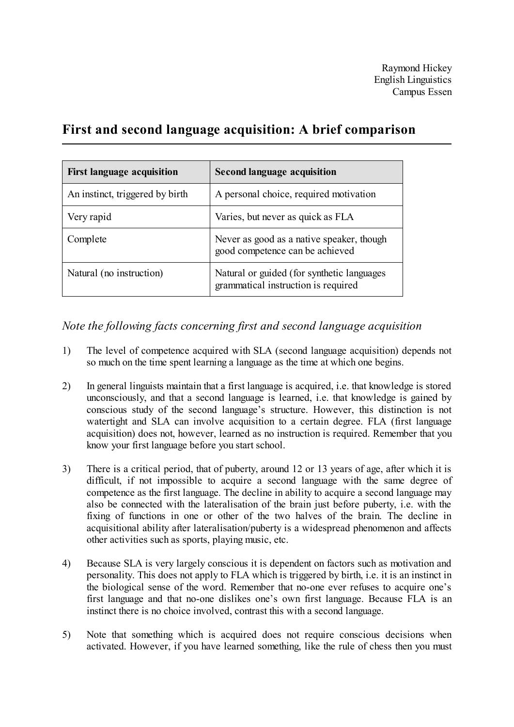Raymond Hickey
English Linguistics
Campus Essen

# First and second language acquisition: A brief comparison

| First language acquisition | Second language acquisition |
|---|---|
| An instinct, triggered by birth | A personal choice, required motivation |
| Very rapid | Varies, but never as quick as FLA |
| Complete | Never as good as a native speaker, though good competence can be achieved |
| Natural (no instruction) | Natural or guided (for synthetic languages grammatical instruction is required |

## *Note the following facts concerning first and second language acquisition*

1) The level of competence acquired with SLA (second language acquisition) depends not so much on the time spent learning a language as the time at which one begins.

2) In general linguists maintain that a first language is acquired, i.e. that knowledge is stored unconsciously, and that a second language is learned, i.e. that knowledge is gained by conscious study of the second language's structure. However, this distinction is not watertight and SLA can involve acquisition to a certain degree. FLA (first language acquisition) does not, however, learned as no instruction is required. Remember that you know your first language before you start school.

3) There is a critical period, that of puberty, around 12 or 13 years of age, after which it is difficult, if not impossible to acquire a second language with the same degree of competence as the first language. The decline in ability to acquire a second language may also be connected with the lateralisation of the brain just before puberty, i.e. with the fixing of functions in one or other of the two halves of the brain. The decline in acquisitional ability after lateralisation/puberty is a widespread phenomenon and affects other activities such as sports, playing music, etc.

4) Because SLA is very largely conscious it is dependent on factors such as motivation and personality. This does not apply to FLA which is triggered by birth, i.e. it is an instinct in the biological sense of the word. Remember that no-one ever refuses to acquire one's first language and that no-one dislikes one's own first language. Because FLA is an instinct there is no choice involved, contrast this with a second language.

5) Note that something which is acquired does not require conscious decisions when activated. However, if you have learned something, like the rule of chess then you must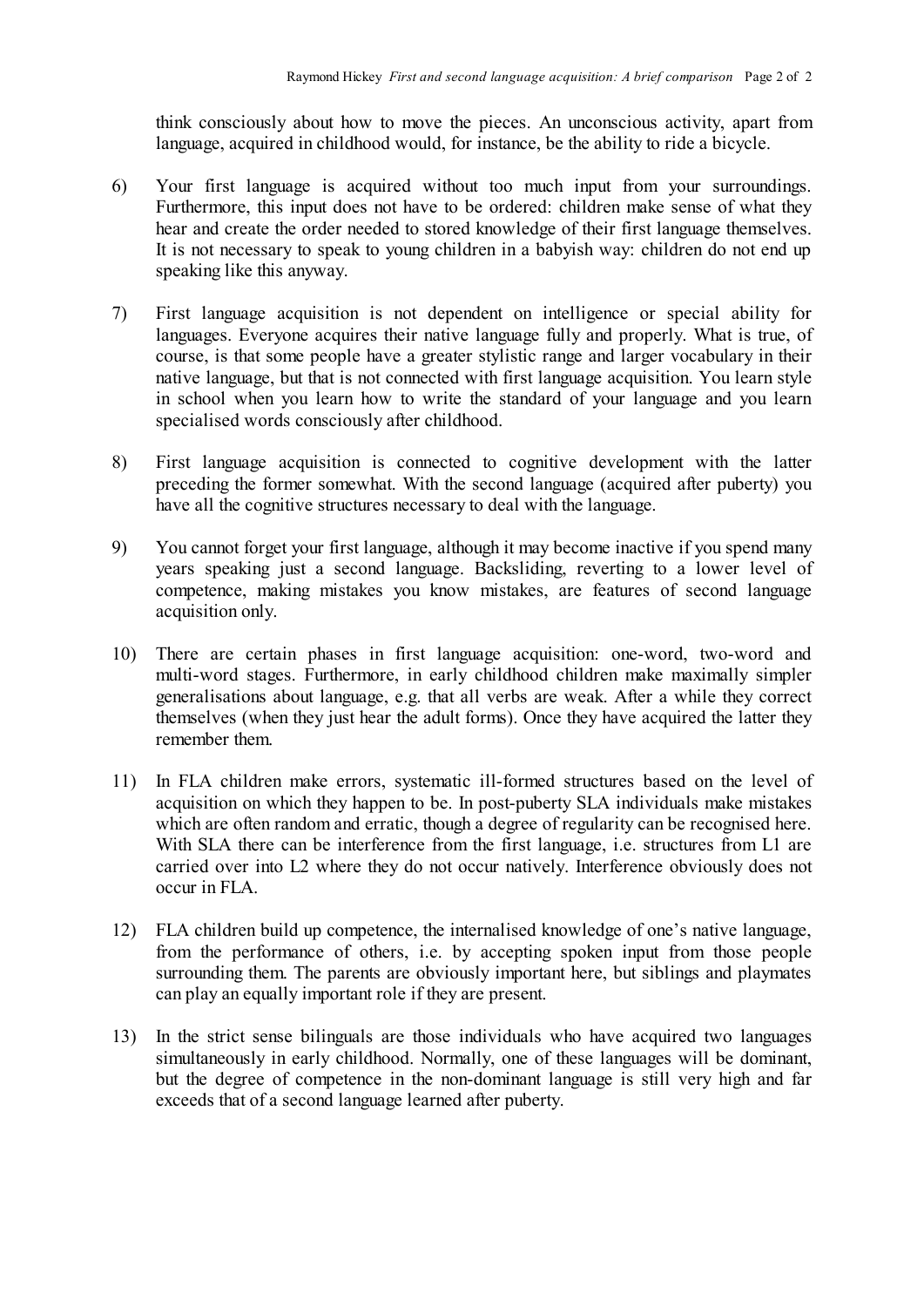think consciously about how to move the pieces. An unconscious activity, apart from language, acquired in childhood would, for instance, be the ability to ride a bicycle.

6) Your first language is acquired without too much input from your surroundings. Furthermore, this input does not have to be ordered: children make sense of what they hear and create the order needed to stored knowledge of their first language themselves. It is not necessary to speak to young children in a babyish way: children do not end up speaking like this anyway.

7) First language acquisition is not dependent on intelligence or special ability for languages. Everyone acquires their native language fully and properly. What is true, of course, is that some people have a greater stylistic range and larger vocabulary in their native language, but that is not connected with first language acquisition. You learn style in school when you learn how to write the standard of your language and you learn specialised words consciously after childhood.

8) First language acquisition is connected to cognitive development with the latter preceding the former somewhat. With the second language (acquired after puberty) you have all the cognitive structures necessary to deal with the language.

9) You cannot forget your first language, although it may become inactive if you spend many years speaking just a second language. Backsliding, reverting to a lower level of competence, making mistakes you know mistakes, are features of second language acquisition only.

10) There are certain phases in first language acquisition: one-word, two-word and multi-word stages. Furthermore, in early childhood children make maximally simpler generalisations about language, e.g. that all verbs are weak. After a while they correct themselves (when they just hear the adult forms). Once they have acquired the latter they remember them.

11) In FLA children make errors, systematic ill-formed structures based on the level of acquisition on which they happen to be. In post-puberty SLA individuals make mistakes which are often random and erratic, though a degree of regularity can be recognised here. With SLA there can be interference from the first language, i.e. structures from L1 are carried over into L2 where they do not occur natively. Interference obviously does not occur in FLA.

12) FLA children build up competence, the internalised knowledge of one's native language, from the performance of others, i.e. by accepting spoken input from those people surrounding them. The parents are obviously important here, but siblings and playmates can play an equally important role if they are present.

13) In the strict sense bilinguals are those individuals who have acquired two languages simultaneously in early childhood. Normally, one of these languages will be dominant, but the degree of competence in the non-dominant language is still very high and far exceeds that of a second language learned after puberty.